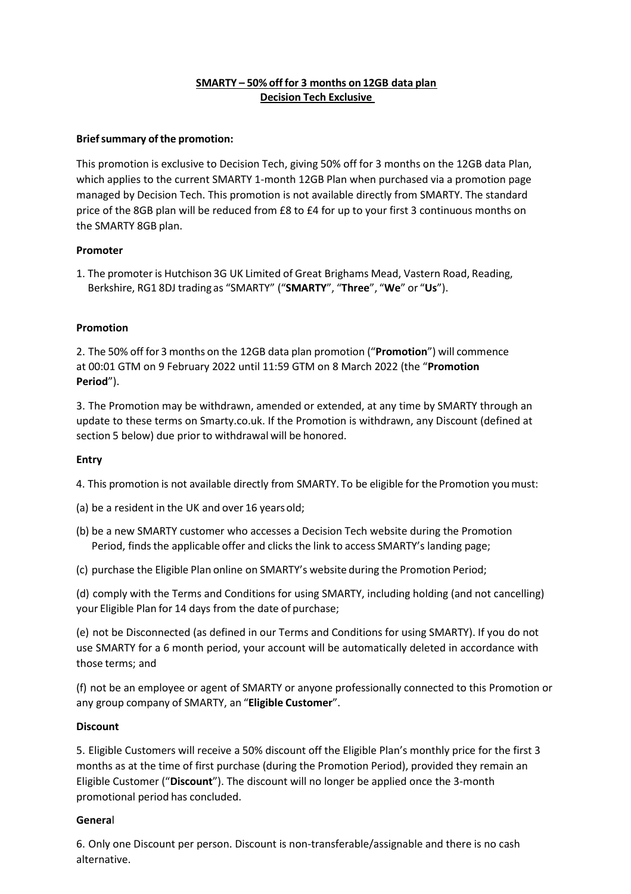**SMARTY – 50% off for 3 months on 12GB data plan**
**Decision Tech Exclusive**

**Brief summary of the promotion:**

This promotion is exclusive to Decision Tech, giving 50% off for 3 months on the 12GB data Plan, which applies to the current SMARTY 1-month 12GB Plan when purchased via a promotion page managed by Decision Tech. This promotion is not available directly from SMARTY. The standard price of the 8GB plan will be reduced from £8 to £4 for up to your first 3 continuous months on the SMARTY 8GB plan.

**Promoter**

1. The promoter is Hutchison 3G UK Limited of Great Brighams Mead, Vastern Road, Reading, Berkshire, RG1 8DJ trading as "SMARTY" ("**SMARTY**", "**Three**", "**We**" or "**Us**").

**Promotion**

2. The 50% off for 3 months on the 12GB data plan promotion ("**Promotion**") will commence at 00:01 GTM on 9 February 2022 until 11:59 GTM on 8 March 2022 (the "**Promotion Period**").

3. The Promotion may be withdrawn, amended or extended, at any time by SMARTY through an update to these terms on Smarty.co.uk. If the Promotion is withdrawn, any Discount (defined at section 5 below) due prior to withdrawal will be honored.

**Entry**

4. This promotion is not available directly from SMARTY. To be eligible for the Promotion you must:

(a) be a resident in the UK and over 16 years old;

(b) be a new SMARTY customer who accesses a Decision Tech website during the Promotion Period, finds the applicable offer and clicks the link to access SMARTY's landing page;

(c) purchase the Eligible Plan online on SMARTY's website during the Promotion Period;

(d) comply with the Terms and Conditions for using SMARTY, including holding (and not cancelling) your Eligible Plan for 14 days from the date of purchase;

(e) not be Disconnected (as defined in our Terms and Conditions for using SMARTY). If you do not use SMARTY for a 6 month period, your account will be automatically deleted in accordance with those terms; and

(f) not be an employee or agent of SMARTY or anyone professionally connected to this Promotion or any group company of SMARTY, an "**Eligible Customer**".

**Discount**

5. Eligible Customers will receive a 50% discount off the Eligible Plan's monthly price for the first 3 months as at the time of first purchase (during the Promotion Period), provided they remain an Eligible Customer ("**Discount**"). The discount will no longer be applied once the 3-month promotional period has concluded.

**General**

6. Only one Discount per person. Discount is non-transferable/assignable and there is no cash alternative.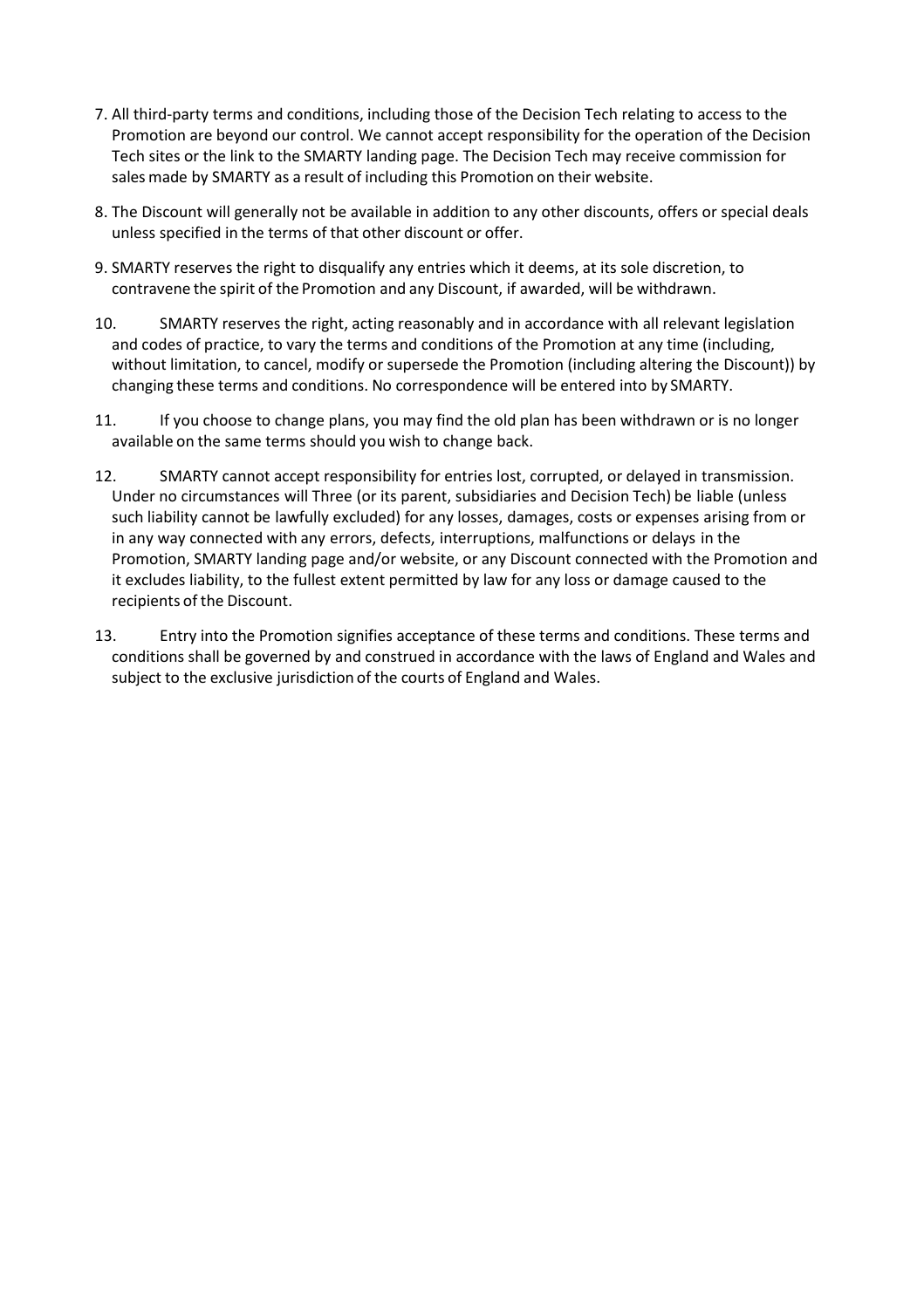7. All third-party terms and conditions, including those of the Decision Tech relating to access to the Promotion are beyond our control. We cannot accept responsibility for the operation of the Decision Tech sites or the link to the SMARTY landing page. The Decision Tech may receive commission for sales made by SMARTY as a result of including this Promotion on their website.

8. The Discount will generally not be available in addition to any other discounts, offers or special deals unless specified in the terms of that other discount or offer.

9. SMARTY reserves the right to disqualify any entries which it deems, at its sole discretion, to contravene the spirit of the Promotion and any Discount, if awarded, will be withdrawn.

10. SMARTY reserves the right, acting reasonably and in accordance with all relevant legislation and codes of practice, to vary the terms and conditions of the Promotion at any time (including, without limitation, to cancel, modify or supersede the Promotion (including altering the Discount)) by changing these terms and conditions. No correspondence will be entered into by SMARTY.

11. If you choose to change plans, you may find the old plan has been withdrawn or is no longer available on the same terms should you wish to change back.

12. SMARTY cannot accept responsibility for entries lost, corrupted, or delayed in transmission. Under no circumstances will Three (or its parent, subsidiaries and Decision Tech) be liable (unless such liability cannot be lawfully excluded) for any losses, damages, costs or expenses arising from or in any way connected with any errors, defects, interruptions, malfunctions or delays in the Promotion, SMARTY landing page and/or website, or any Discount connected with the Promotion and it excludes liability, to the fullest extent permitted by law for any loss or damage caused to the recipients of the Discount.

13. Entry into the Promotion signifies acceptance of these terms and conditions. These terms and conditions shall be governed by and construed in accordance with the laws of England and Wales and subject to the exclusive jurisdiction of the courts of England and Wales.